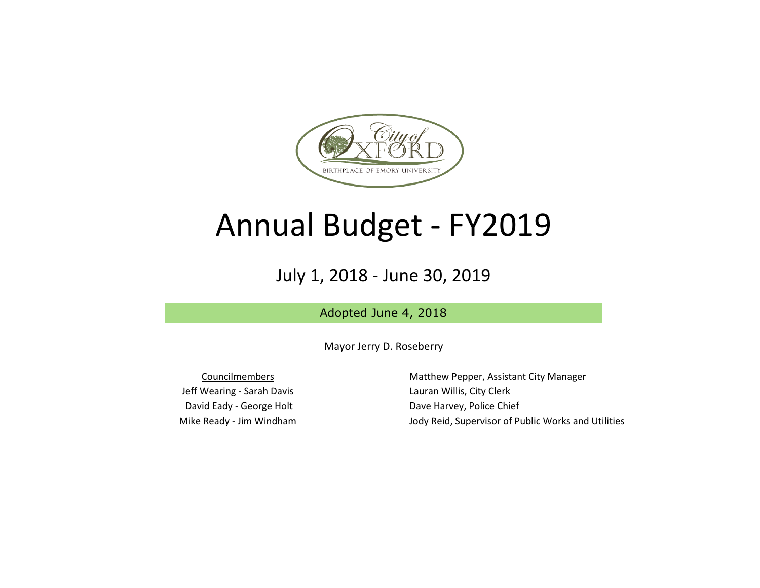City of OXFORD

BIRTHPLACE OF EMORY UNIVERSITY

# Annual Budget - FY2019

## July 1, 2018 - June 30, 2019

Adopted June 4, 2018

Mayor Jerry D. Roseberry

Councilmembers

Jeff Wearing - Sarah Davis

David Eady - George Holt

Mike Ready - Jim Windham

Matthew Pepper, Assistant City Manager

Lauran Willis, City Clerk

Dave Harvey, Police Chief

Jody Reid, Supervisor of Public Works and Utilities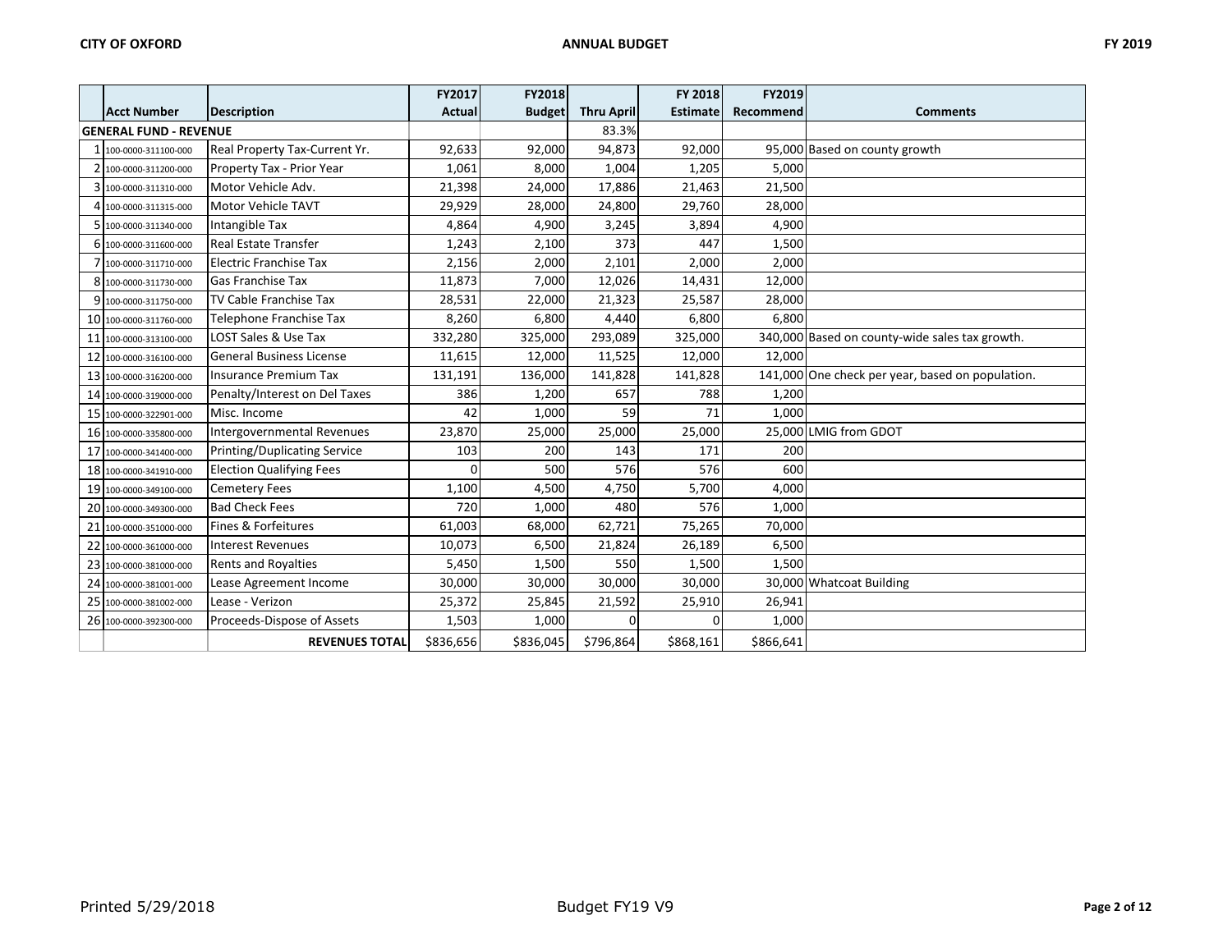| | Acct Number | Description | FY2017 Actual | FY2018 Budget | Thru April | FY 2018 Estimate | FY2019 Recommend | Comments |
|---|---|---|---|---|---|---|---|---|
| **GENERAL FUND - REVENUE** | | | | | 83.3% | | | |
| 1 | 100-0000-311100-000 | Real Property Tax-Current Yr. | 92,633 | 92,000 | 94,873 | 92,000 | 95,000 | Based on county growth |
| 2 | 100-0000-311200-000 | Property Tax - Prior Year | 1,061 | 8,000 | 1,004 | 1,205 | 5,000 | |
| 3 | 100-0000-311310-000 | Motor Vehicle Adv. | 21,398 | 24,000 | 17,886 | 21,463 | 21,500 | |
| 4 | 100-0000-311315-000 | Motor Vehicle TAVT | 29,929 | 28,000 | 24,800 | 29,760 | 28,000 | |
| 5 | 100-0000-311340-000 | Intangible Tax | 4,864 | 4,900 | 3,245 | 3,894 | 4,900 | |
| 6 | 100-0000-311600-000 | Real Estate Transfer | 1,243 | 2,100 | 373 | 447 | 1,500 | |
| 7 | 100-0000-311710-000 | Electric Franchise Tax | 2,156 | 2,000 | 2,101 | 2,000 | 2,000 | |
| 8 | 100-0000-311730-000 | Gas Franchise Tax | 11,873 | 7,000 | 12,026 | 14,431 | 12,000 | |
| 9 | 100-0000-311750-000 | TV Cable Franchise Tax | 28,531 | 22,000 | 21,323 | 25,587 | 28,000 | |
| 10 | 100-0000-311760-000 | Telephone Franchise Tax | 8,260 | 6,800 | 4,440 | 6,800 | 6,800 | |
| 11 | 100-0000-313100-000 | LOST Sales & Use Tax | 332,280 | 325,000 | 293,089 | 325,000 | 340,000 | Based on county-wide sales tax growth. |
| 12 | 100-0000-316100-000 | General Business License | 11,615 | 12,000 | 11,525 | 12,000 | 12,000 | |
| 13 | 100-0000-316200-000 | Insurance Premium Tax | 131,191 | 136,000 | 141,828 | 141,828 | 141,000 | One check per year, based on population. |
| 14 | 100-0000-319000-000 | Penalty/Interest on Del Taxes | 386 | 1,200 | 657 | 788 | 1,200 | |
| 15 | 100-0000-322901-000 | Misc. Income | 42 | 1,000 | 59 | 71 | 1,000 | |
| 16 | 100-0000-335800-000 | Intergovernmental Revenues | 23,870 | 25,000 | 25,000 | 25,000 | 25,000 | LMIG from GDOT |
| 17 | 100-0000-341400-000 | Printing/Duplicating Service | 103 | 200 | 143 | 171 | 200 | |
| 18 | 100-0000-341910-000 | Election Qualifying Fees | 0 | 500 | 576 | 576 | 600 | |
| 19 | 100-0000-349100-000 | Cemetery Fees | 1,100 | 4,500 | 4,750 | 5,700 | 4,000 | |
| 20 | 100-0000-349300-000 | Bad Check Fees | 720 | 1,000 | 480 | 576 | 1,000 | |
| 21 | 100-0000-351000-000 | Fines & Forfeitures | 61,003 | 68,000 | 62,721 | 75,265 | 70,000 | |
| 22 | 100-0000-361000-000 | Interest Revenues | 10,073 | 6,500 | 21,824 | 26,189 | 6,500 | |
| 23 | 100-0000-381000-000 | Rents and Royalties | 5,450 | 1,500 | 550 | 1,500 | 1,500 | |
| 24 | 100-0000-381001-000 | Lease Agreement Income | 30,000 | 30,000 | 30,000 | 30,000 | 30,000 | Whatcoat Building |
| 25 | 100-0000-381002-000 | Lease - Verizon | 25,372 | 25,845 | 21,592 | 25,910 | 26,941 | |
| 26 | 100-0000-392300-000 | Proceeds-Dispose of Assets | 1,503 | 1,000 | 0 | 0 | 1,000 | |
| | | **REVENUES TOTAL** | $836,656 | $836,045 | $796,864 | $868,161 | $866,641 | |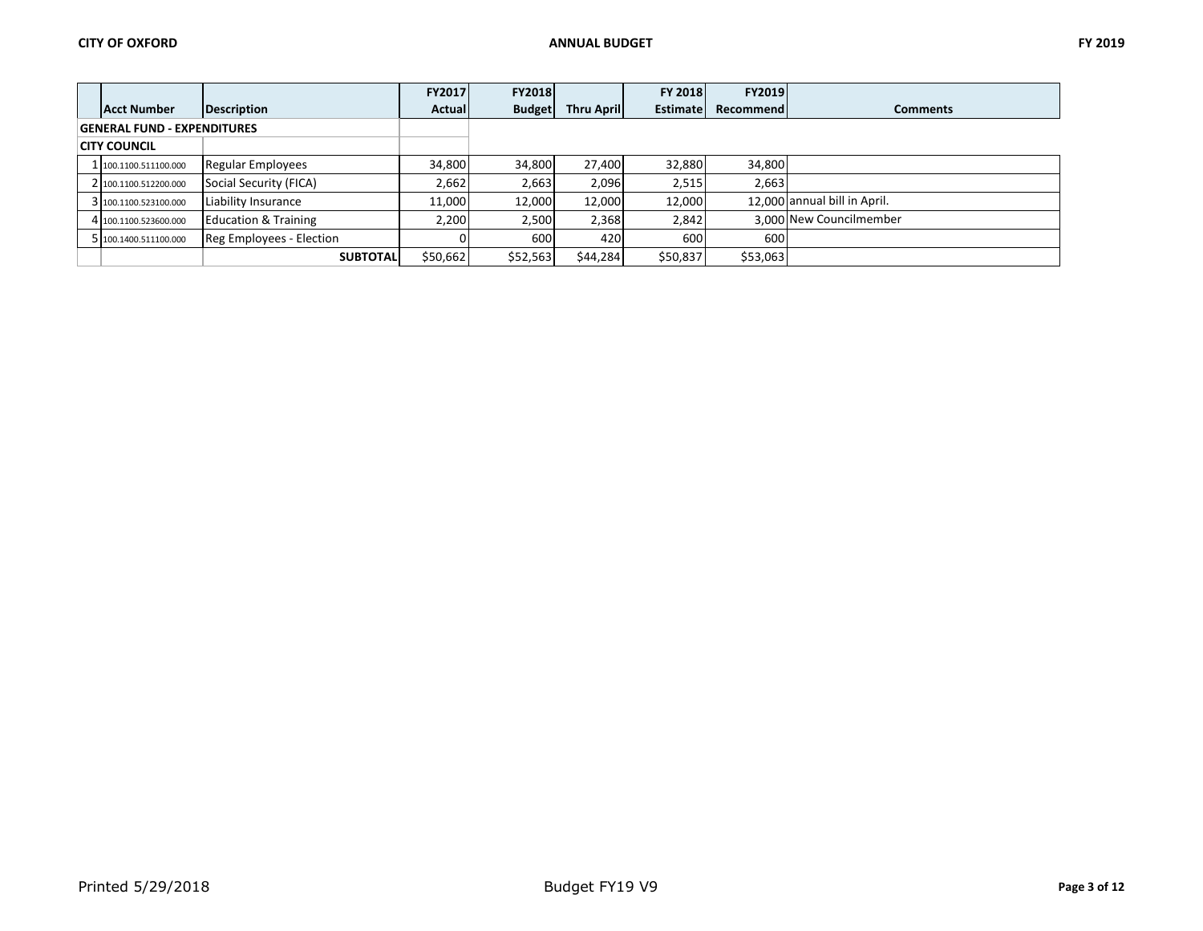| | Acct Number | Description | FY2017 Actual | FY2018 Budget | Thru April | FY 2018 Estimate | FY2019 Recommend | Comments |
|---|---|---|---|---|---|---|---|---|
| **GENERAL FUND - EXPENDITURES** | | | | | | | | |
| **CITY COUNCIL** | | | | | | | | |
| 1 | 100.1100.511100.000 | Regular Employees | 34,800 | 34,800 | 27,400 | 32,880 | 34,800 | |
| 2 | 100.1100.512200.000 | Social Security (FICA) | 2,662 | 2,663 | 2,096 | 2,515 | 2,663 | |
| 3 | 100.1100.523100.000 | Liability Insurance | 11,000 | 12,000 | 12,000 | 12,000 | 12,000 | annual bill in April. |
| 4 | 100.1100.523600.000 | Education & Training | 2,200 | 2,500 | 2,368 | 2,842 | 3,000 | New Councilmember |
| 5 | 100.1400.511100.000 | Reg Employees - Election | 0 | 600 | 420 | 600 | 600 | |
| | | **SUBTOTAL** | $50,662 | $52,563 | $44,284 | $50,837 | $53,063 | |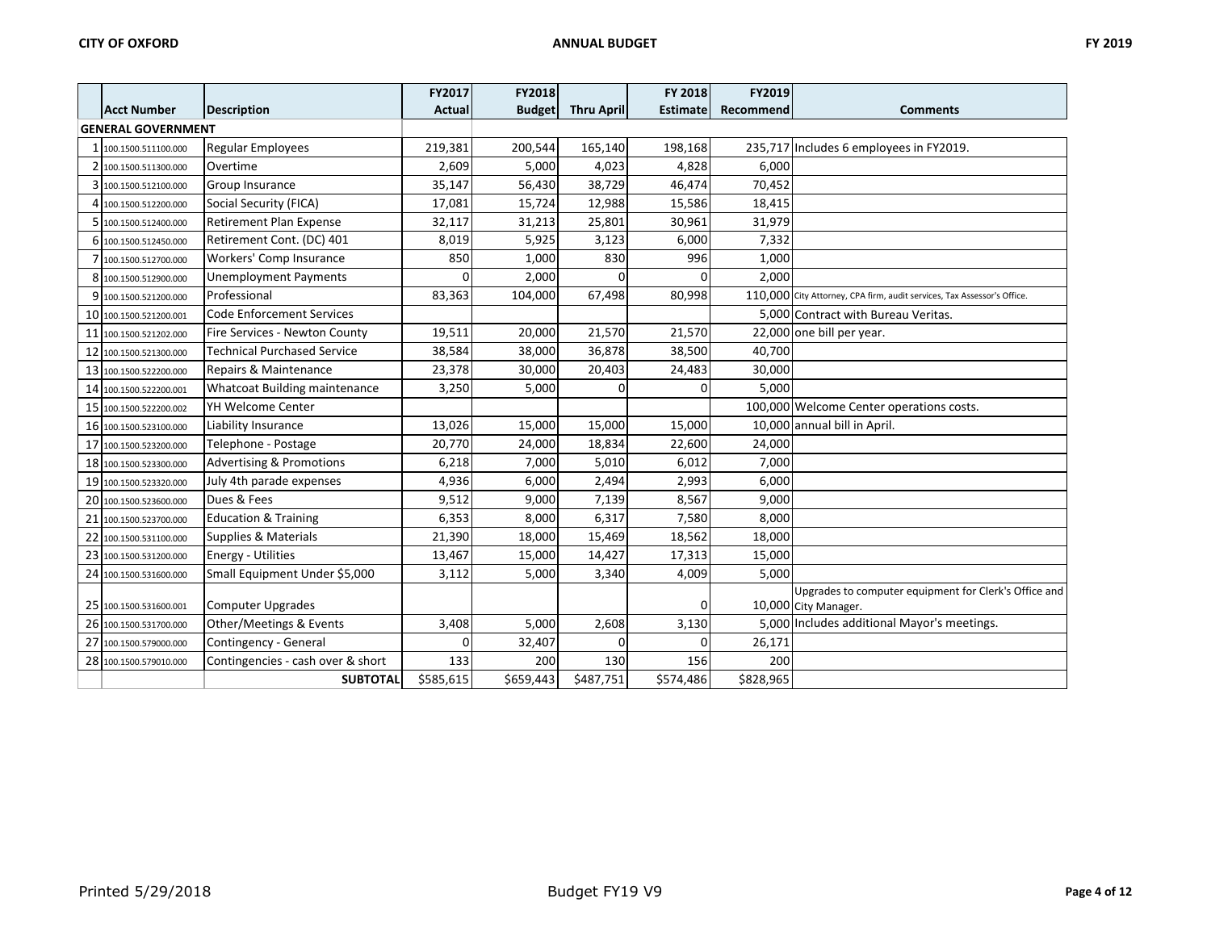| | Acct Number | Description | FY2017 Actual | FY2018 Budget | Thru April | FY 2018 Estimate | FY2019 Recommend | Comments |
|---|---|---|---|---|---|---|---|---|
| **GENERAL GOVERNMENT** | | | | | | | | |
| 1 | 100.1500.511100.000 | Regular Employees | 219,381 | 200,544 | 165,140 | 198,168 | 235,717 | Includes 6 employees in FY2019. |
| 2 | 100.1500.511300.000 | Overtime | 2,609 | 5,000 | 4,023 | 4,828 | 6,000 | |
| 3 | 100.1500.512100.000 | Group Insurance | 35,147 | 56,430 | 38,729 | 46,474 | 70,452 | |
| 4 | 100.1500.512200.000 | Social Security (FICA) | 17,081 | 15,724 | 12,988 | 15,586 | 18,415 | |
| 5 | 100.1500.512400.000 | Retirement Plan Expense | 32,117 | 31,213 | 25,801 | 30,961 | 31,979 | |
| 6 | 100.1500.512450.000 | Retirement Cont. (DC) 401 | 8,019 | 5,925 | 3,123 | 6,000 | 7,332 | |
| 7 | 100.1500.512700.000 | Workers' Comp Insurance | 850 | 1,000 | 830 | 996 | 1,000 | |
| 8 | 100.1500.512900.000 | Unemployment Payments | 0 | 2,000 | 0 | 0 | 2,000 | |
| 9 | 100.1500.521200.000 | Professional | 83,363 | 104,000 | 67,498 | 80,998 | 110,000 | City Attorney, CPA firm, audit services, Tax Assessor's Office. |
| 10 | 100.1500.521200.001 | Code Enforcement Services | | | | | 5,000 | Contract with Bureau Veritas. |
| 11 | 100.1500.521202.000 | Fire Services - Newton County | 19,511 | 20,000 | 21,570 | 21,570 | 22,000 | one bill per year. |
| 12 | 100.1500.521300.000 | Technical Purchased Service | 38,584 | 38,000 | 36,878 | 38,500 | 40,700 | |
| 13 | 100.1500.522200.000 | Repairs & Maintenance | 23,378 | 30,000 | 20,403 | 24,483 | 30,000 | |
| 14 | 100.1500.522200.001 | Whatcoat Building maintenance | 3,250 | 5,000 | 0 | 0 | 5,000 | |
| 15 | 100.1500.522200.002 | YH Welcome Center | | | | | 100,000 | Welcome Center operations costs. |
| 16 | 100.1500.523100.000 | Liability Insurance | 13,026 | 15,000 | 15,000 | 15,000 | 10,000 | annual bill in April. |
| 17 | 100.1500.523200.000 | Telephone - Postage | 20,770 | 24,000 | 18,834 | 22,600 | 24,000 | |
| 18 | 100.1500.523300.000 | Advertising & Promotions | 6,218 | 7,000 | 5,010 | 6,012 | 7,000 | |
| 19 | 100.1500.523320.000 | July 4th parade expenses | 4,936 | 6,000 | 2,494 | 2,993 | 6,000 | |
| 20 | 100.1500.523600.000 | Dues & Fees | 9,512 | 9,000 | 7,139 | 8,567 | 9,000 | |
| 21 | 100.1500.523700.000 | Education & Training | 6,353 | 8,000 | 6,317 | 7,580 | 8,000 | |
| 22 | 100.1500.531100.000 | Supplies & Materials | 21,390 | 18,000 | 15,469 | 18,562 | 18,000 | |
| 23 | 100.1500.531200.000 | Energy - Utilities | 13,467 | 15,000 | 14,427 | 17,313 | 15,000 | |
| 24 | 100.1500.531600.000 | Small Equipment Under $5,000 | 3,112 | 5,000 | 3,340 | 4,009 | 5,000 | |
| 25 | 100.1500.531600.001 | Computer Upgrades | | | | 0 | 10,000 | Upgrades to computer equipment for Clerk's Office and City Manager. |
| 26 | 100.1500.531700.000 | Other/Meetings & Events | 3,408 | 5,000 | 2,608 | 3,130 | 5,000 | Includes additional Mayor's meetings. |
| 27 | 100.1500.579000.000 | Contingency - General | 0 | 32,407 | 0 | 0 | 26,171 | |
| 28 | 100.1500.579010.000 | Contingencies - cash over & short | 133 | 200 | 130 | 156 | 200 | |
| | | **SUBTOTAL** | $585,615 | $659,443 | $487,751 | $574,486 | $828,965 | |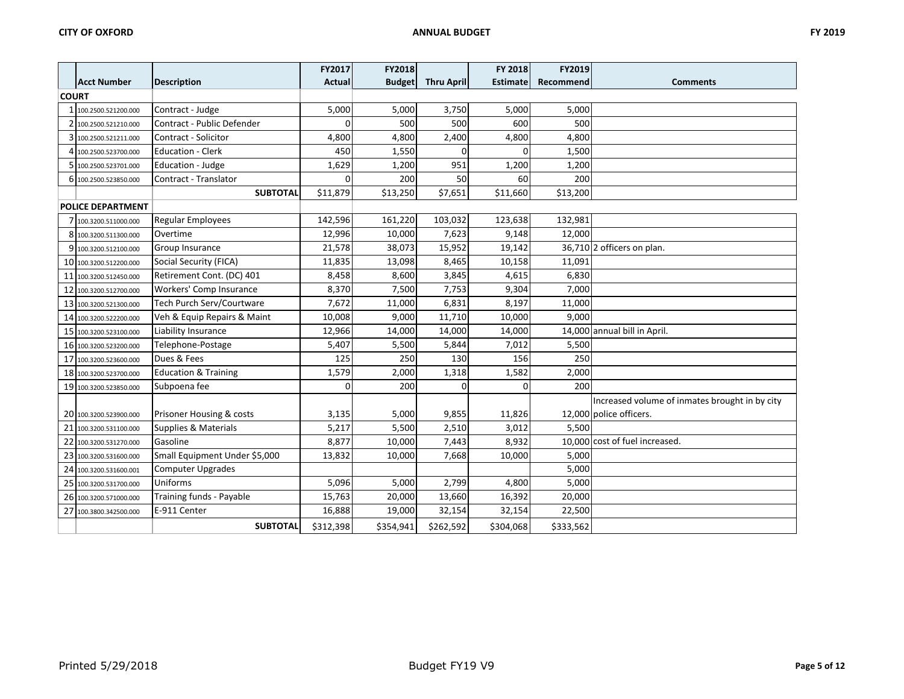| | Acct Number | Description | FY2017 Actual | FY2018 Budget | Thru April | FY 2018 Estimate | FY2019 Recommend | Comments |
|---|---|---|---|---|---|---|---|---|
| **COURT** | | | | | | | | |
| 1 | 100.2500.521200.000 | Contract - Judge | 5,000 | 5,000 | 3,750 | 5,000 | 5,000 | |
| 2 | 100.2500.521210.000 | Contract - Public Defender | 0 | 500 | 500 | 600 | 500 | |
| 3 | 100.2500.521211.000 | Contract - Solicitor | 4,800 | 4,800 | 2,400 | 4,800 | 4,800 | |
| 4 | 100.2500.523700.000 | Education - Clerk | 450 | 1,550 | 0 | 0 | 1,500 | |
| 5 | 100.2500.523701.000 | Education - Judge | 1,629 | 1,200 | 951 | 1,200 | 1,200 | |
| 6 | 100.2500.523850.000 | Contract - Translator | 0 | 200 | 50 | 60 | 200 | |
| | | **SUBTOTAL** | $11,879 | $13,250 | $7,651 | $11,660 | $13,200 | |
| **POLICE DEPARTMENT** | | | | | | | | |
| 7 | 100.3200.511000.000 | Regular Employees | 142,596 | 161,220 | 103,032 | 123,638 | 132,981 | |
| 8 | 100.3200.511300.000 | Overtime | 12,996 | 10,000 | 7,623 | 9,148 | 12,000 | |
| 9 | 100.3200.512100.000 | Group Insurance | 21,578 | 38,073 | 15,952 | 19,142 | 36,710 | 2 officers on plan. |
| 10 | 100.3200.512200.000 | Social Security (FICA) | 11,835 | 13,098 | 8,465 | 10,158 | 11,091 | |
| 11 | 100.3200.512450.000 | Retirement Cont. (DC) 401 | 8,458 | 8,600 | 3,845 | 4,615 | 6,830 | |
| 12 | 100.3200.512700.000 | Workers' Comp Insurance | 8,370 | 7,500 | 7,753 | 9,304 | 7,000 | |
| 13 | 100.3200.521300.000 | Tech Purch Serv/Courtware | 7,672 | 11,000 | 6,831 | 8,197 | 11,000 | |
| 14 | 100.3200.522200.000 | Veh & Equip Repairs & Maint | 10,008 | 9,000 | 11,710 | 10,000 | 9,000 | |
| 15 | 100.3200.523100.000 | Liability Insurance | 12,966 | 14,000 | 14,000 | 14,000 | 14,000 | annual bill in April. |
| 16 | 100.3200.523200.000 | Telephone-Postage | 5,407 | 5,500 | 5,844 | 7,012 | 5,500 | |
| 17 | 100.3200.523600.000 | Dues & Fees | 125 | 250 | 130 | 156 | 250 | |
| 18 | 100.3200.523700.000 | Education & Training | 1,579 | 2,000 | 1,318 | 1,582 | 2,000 | |
| 19 | 100.3200.523850.000 | Subpoena fee | 0 | 200 | 0 | 0 | 200 | |
| 20 | 100.3200.523900.000 | Prisoner Housing & costs | 3,135 | 5,000 | 9,855 | 11,826 | 12,000 | Increased volume of inmates brought in by city police officers. |
| 21 | 100.3200.531100.000 | Supplies & Materials | 5,217 | 5,500 | 2,510 | 3,012 | 5,500 | |
| 22 | 100.3200.531270.000 | Gasoline | 8,877 | 10,000 | 7,443 | 8,932 | 10,000 | cost of fuel increased. |
| 23 | 100.3200.531600.000 | Small Equipment Under $5,000 | 13,832 | 10,000 | 7,668 | 10,000 | 5,000 | |
| 24 | 100.3200.531600.001 | Computer Upgrades | | | | | 5,000 | |
| 25 | 100.3200.531700.000 | Uniforms | 5,096 | 5,000 | 2,799 | 4,800 | 5,000 | |
| 26 | 100.3200.571000.000 | Training funds - Payable | 15,763 | 20,000 | 13,660 | 16,392 | 20,000 | |
| 27 | 100.3800.342500.000 | E-911 Center | 16,888 | 19,000 | 32,154 | 32,154 | 22,500 | |
| | | **SUBTOTAL** | $312,398 | $354,941 | $262,592 | $304,068 | $333,562 | |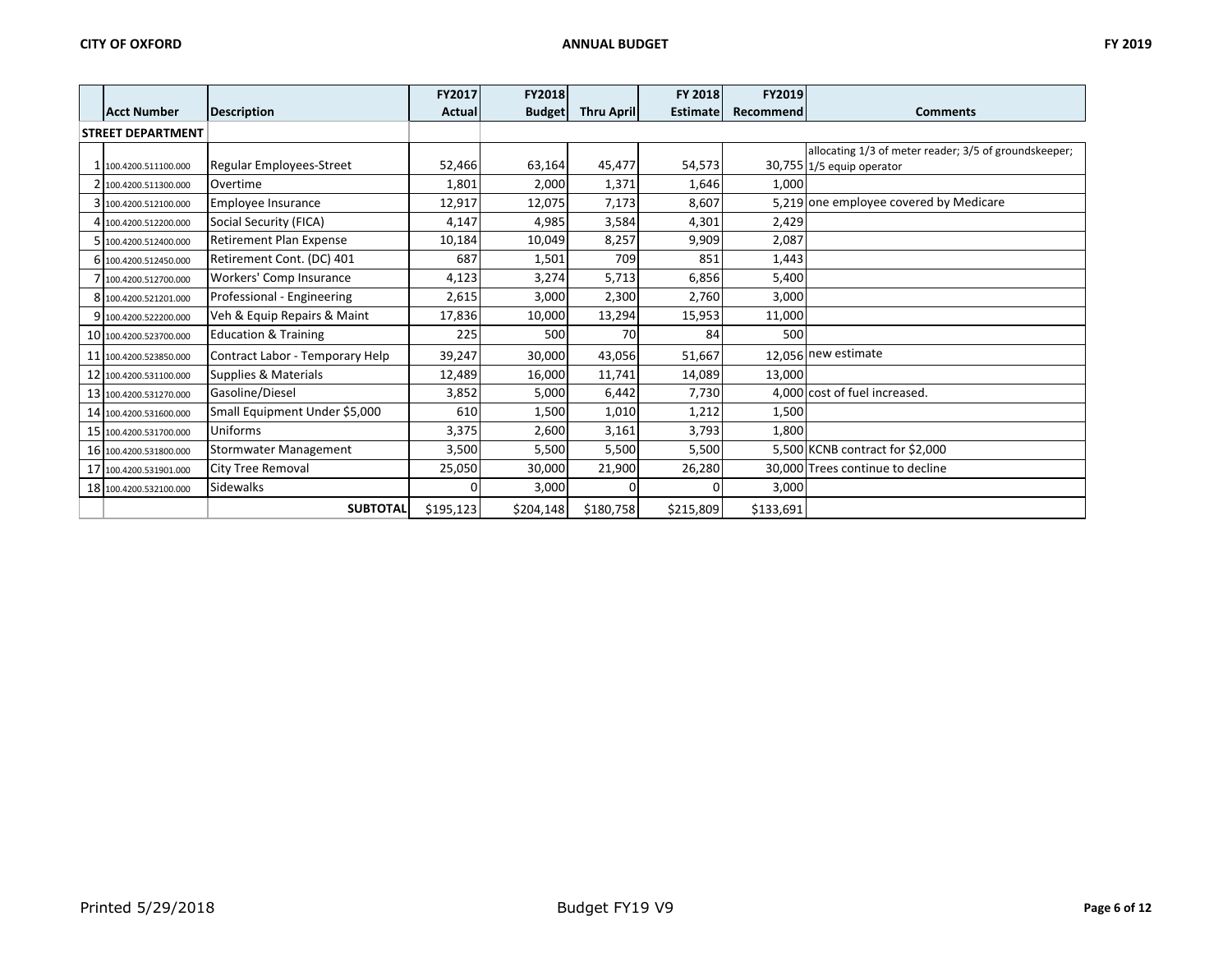| | Acct Number | Description | FY2017 Actual | FY2018 Budget | Thru April | FY 2018 Estimate | FY2019 Recommend | Comments |
|---|---|---|---|---|---|---|---|---|
| **STREET DEPARTMENT** | | | | | | | | |
| 1 | 100.4200.511100.000 | Regular Employees-Street | 52,466 | 63,164 | 45,477 | 54,573 | 30,755 | allocating 1/3 of meter reader; 3/5 of groundskeeper; 1/5 equip operator |
| 2 | 100.4200.511300.000 | Overtime | 1,801 | 2,000 | 1,371 | 1,646 | 1,000 | |
| 3 | 100.4200.512100.000 | Employee Insurance | 12,917 | 12,075 | 7,173 | 8,607 | 5,219 | one employee covered by Medicare |
| 4 | 100.4200.512200.000 | Social Security (FICA) | 4,147 | 4,985 | 3,584 | 4,301 | 2,429 | |
| 5 | 100.4200.512400.000 | Retirement Plan Expense | 10,184 | 10,049 | 8,257 | 9,909 | 2,087 | |
| 6 | 100.4200.512450.000 | Retirement Cont. (DC) 401 | 687 | 1,501 | 709 | 851 | 1,443 | |
| 7 | 100.4200.512700.000 | Workers' Comp Insurance | 4,123 | 3,274 | 5,713 | 6,856 | 5,400 | |
| 8 | 100.4200.521201.000 | Professional - Engineering | 2,615 | 3,000 | 2,300 | 2,760 | 3,000 | |
| 9 | 100.4200.522200.000 | Veh & Equip Repairs & Maint | 17,836 | 10,000 | 13,294 | 15,953 | 11,000 | |
| 10 | 100.4200.523700.000 | Education & Training | 225 | 500 | 70 | 84 | 500 | |
| 11 | 100.4200.523850.000 | Contract Labor - Temporary Help | 39,247 | 30,000 | 43,056 | 51,667 | 12,056 | new estimate |
| 12 | 100.4200.531100.000 | Supplies & Materials | 12,489 | 16,000 | 11,741 | 14,089 | 13,000 | |
| 13 | 100.4200.531270.000 | Gasoline/Diesel | 3,852 | 5,000 | 6,442 | 7,730 | 4,000 | cost of fuel increased. |
| 14 | 100.4200.531600.000 | Small Equipment Under $5,000 | 610 | 1,500 | 1,010 | 1,212 | 1,500 | |
| 15 | 100.4200.531700.000 | Uniforms | 3,375 | 2,600 | 3,161 | 3,793 | 1,800 | |
| 16 | 100.4200.531800.000 | Stormwater Management | 3,500 | 5,500 | 5,500 | 5,500 | 5,500 | KCNB contract for $2,000 |
| 17 | 100.4200.531901.000 | City Tree Removal | 25,050 | 30,000 | 21,900 | 26,280 | 30,000 | Trees continue to decline |
| 18 | 100.4200.532100.000 | Sidewalks | 0 | 3,000 | 0 | 0 | 3,000 | |
| | | **SUBTOTAL** | $195,123 | $204,148 | $180,758 | $215,809 | $133,691 | |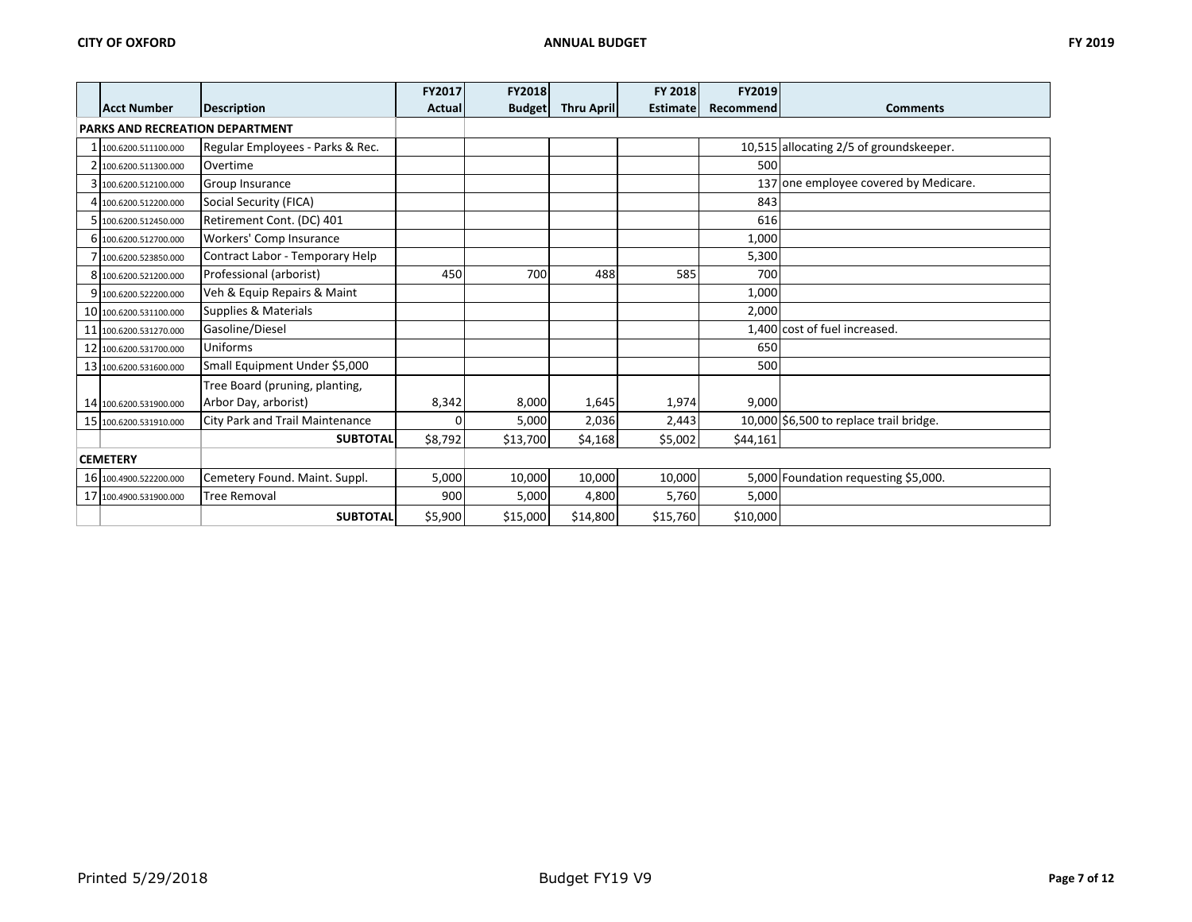|  | Acct Number | Description | FY2017 Actual | FY2018 Budget | Thru April | FY 2018 Estimate | FY2019 Recommend | Comments |
|---|---|---|---|---|---|---|---|---|
| **PARKS AND RECREATION DEPARTMENT** | | | | | | | | |
| 1 | 100.6200.511100.000 | Regular Employees - Parks & Rec. | | | | | 10,515 | allocating 2/5 of groundskeeper. |
| 2 | 100.6200.511300.000 | Overtime | | | | | 500 | |
| 3 | 100.6200.512100.000 | Group Insurance | | | | | 137 | one employee covered by Medicare. |
| 4 | 100.6200.512200.000 | Social Security (FICA) | | | | | 843 | |
| 5 | 100.6200.512450.000 | Retirement Cont. (DC) 401 | | | | | 616 | |
| 6 | 100.6200.512700.000 | Workers' Comp Insurance | | | | | 1,000 | |
| 7 | 100.6200.523850.000 | Contract Labor - Temporary Help | | | | | 5,300 | |
| 8 | 100.6200.521200.000 | Professional (arborist) | 450 | 700 | 488 | 585 | 700 | |
| 9 | 100.6200.522200.000 | Veh & Equip Repairs & Maint | | | | | 1,000 | |
| 10 | 100.6200.531100.000 | Supplies & Materials | | | | | 2,000 | |
| 11 | 100.6200.531270.000 | Gasoline/Diesel | | | | | 1,400 | cost of fuel increased. |
| 12 | 100.6200.531700.000 | Uniforms | | | | | 650 | |
| 13 | 100.6200.531600.000 | Small Equipment Under $5,000 | | | | | 500 | |
| 14 | 100.6200.531900.000 | Tree Board (pruning, planting, Arbor Day, arborist) | 8,342 | 8,000 | 1,645 | 1,974 | 9,000 | |
| 15 | 100.6200.531910.000 | City Park and Trail Maintenance | 0 | 5,000 | 2,036 | 2,443 | 10,000 | $6,500 to replace trail bridge. |
| | | **SUBTOTAL** | $8,792 | $13,700 | $4,168 | $5,002 | $44,161 | |
| **CEMETERY** | | | | | | | | |
| 16 | 100.4900.522200.000 | Cemetery Found. Maint. Suppl. | 5,000 | 10,000 | 10,000 | 10,000 | 5,000 | Foundation requesting $5,000. |
| 17 | 100.4900.531900.000 | Tree Removal | 900 | 5,000 | 4,800 | 5,760 | 5,000 | |
| | | **SUBTOTAL** | $5,900 | $15,000 | $14,800 | $15,760 | $10,000 | |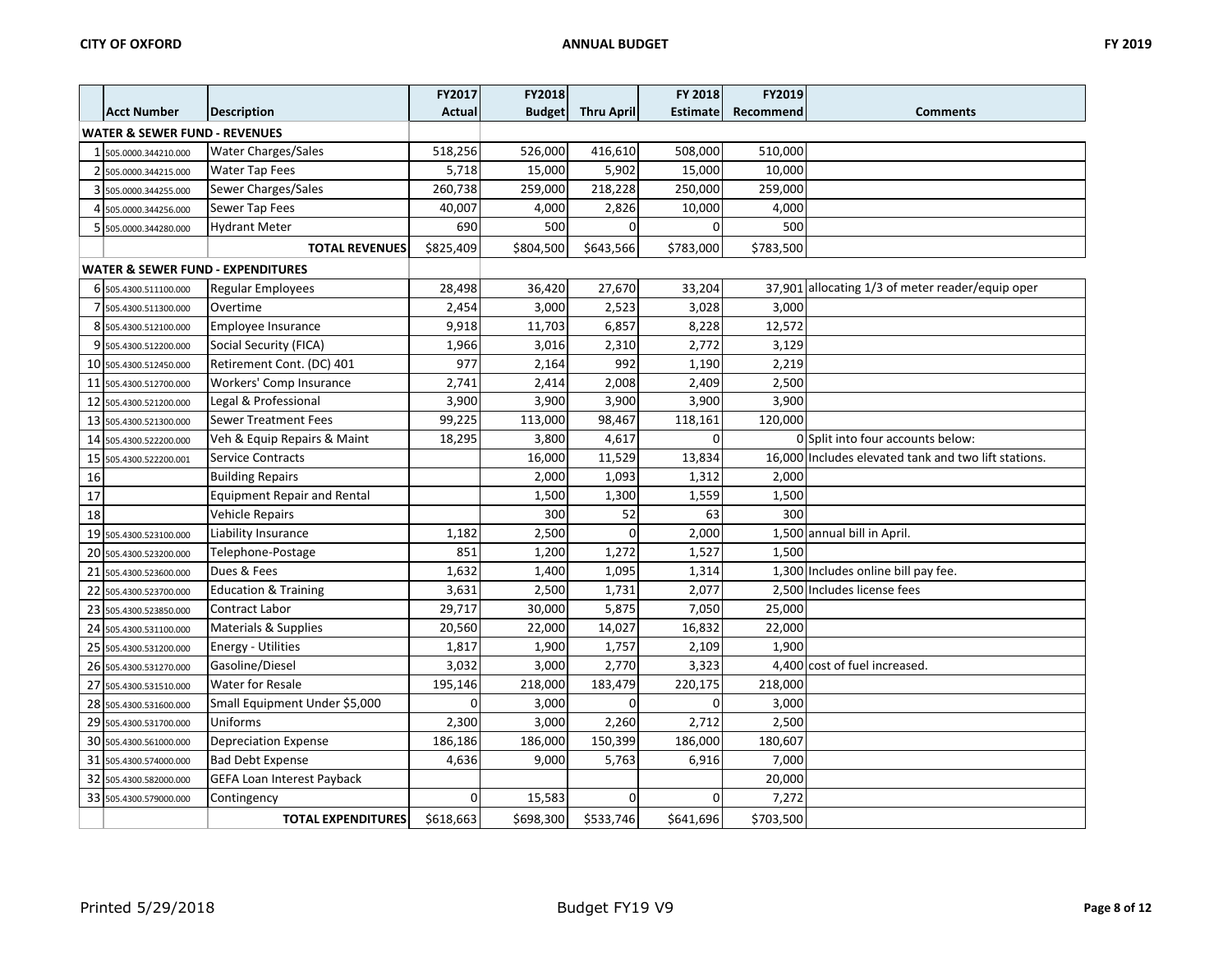| | Acct Number | Description | FY2017 Actual | FY2018 Budget | Thru April | FY 2018 Estimate | FY2019 Recommend | Comments |
|---|---|---|---|---|---|---|---|---|
| **WATER & SEWER FUND - REVENUES** | | | | | | | | |
| 1 | 505.0000.344210.000 | Water Charges/Sales | 518,256 | 526,000 | 416,610 | 508,000 | 510,000 | |
| 2 | 505.0000.344215.000 | Water Tap Fees | 5,718 | 15,000 | 5,902 | 15,000 | 10,000 | |
| 3 | 505.0000.344255.000 | Sewer Charges/Sales | 260,738 | 259,000 | 218,228 | 250,000 | 259,000 | |
| 4 | 505.0000.344256.000 | Sewer Tap Fees | 40,007 | 4,000 | 2,826 | 10,000 | 4,000 | |
| 5 | 505.0000.344280.000 | Hydrant Meter | 690 | 500 | 0 | 0 | 500 | |
| | | **TOTAL REVENUES** | $825,409 | $804,500 | $643,566 | $783,000 | $783,500 | |
| **WATER & SEWER FUND - EXPENDITURES** | | | | | | | | |
| 6 | 505.4300.511100.000 | Regular Employees | 28,498 | 36,420 | 27,670 | 33,204 | 37,901 | allocating 1/3 of meter reader/equip oper |
| 7 | 505.4300.511300.000 | Overtime | 2,454 | 3,000 | 2,523 | 3,028 | 3,000 | |
| 8 | 505.4300.512100.000 | Employee Insurance | 9,918 | 11,703 | 6,857 | 8,228 | 12,572 | |
| 9 | 505.4300.512200.000 | Social Security (FICA) | 1,966 | 3,016 | 2,310 | 2,772 | 3,129 | |
| 10 | 505.4300.512450.000 | Retirement Cont. (DC) 401 | 977 | 2,164 | 992 | 1,190 | 2,219 | |
| 11 | 505.4300.512700.000 | Workers' Comp Insurance | 2,741 | 2,414 | 2,008 | 2,409 | 2,500 | |
| 12 | 505.4300.521200.000 | Legal & Professional | 3,900 | 3,900 | 3,900 | 3,900 | 3,900 | |
| 13 | 505.4300.521300.000 | Sewer Treatment Fees | 99,225 | 113,000 | 98,467 | 118,161 | 120,000 | |
| 14 | 505.4300.522200.000 | Veh & Equip Repairs & Maint | 18,295 | 3,800 | 4,617 | 0 | 0 | Split into four accounts below: |
| 15 | 505.4300.522200.001 | Service Contracts | | 16,000 | 11,529 | 13,834 | 16,000 | Includes elevated tank and two lift stations. |
| 16 | | Building Repairs | | 2,000 | 1,093 | 1,312 | 2,000 | |
| 17 | | Equipment Repair and Rental | | 1,500 | 1,300 | 1,559 | 1,500 | |
| 18 | | Vehicle Repairs | | 300 | 52 | 63 | 300 | |
| 19 | 505.4300.523100.000 | Liability Insurance | 1,182 | 2,500 | 0 | 2,000 | 1,500 | annual bill in April. |
| 20 | 505.4300.523200.000 | Telephone-Postage | 851 | 1,200 | 1,272 | 1,527 | 1,500 | |
| 21 | 505.4300.523600.000 | Dues & Fees | 1,632 | 1,400 | 1,095 | 1,314 | 1,300 | Includes online bill pay fee. |
| 22 | 505.4300.523700.000 | Education & Training | 3,631 | 2,500 | 1,731 | 2,077 | 2,500 | Includes license fees |
| 23 | 505.4300.523850.000 | Contract Labor | 29,717 | 30,000 | 5,875 | 7,050 | 25,000 | |
| 24 | 505.4300.531100.000 | Materials & Supplies | 20,560 | 22,000 | 14,027 | 16,832 | 22,000 | |
| 25 | 505.4300.531200.000 | Energy - Utilities | 1,817 | 1,900 | 1,757 | 2,109 | 1,900 | |
| 26 | 505.4300.531270.000 | Gasoline/Diesel | 3,032 | 3,000 | 2,770 | 3,323 | 4,400 | cost of fuel increased. |
| 27 | 505.4300.531510.000 | Water for Resale | 195,146 | 218,000 | 183,479 | 220,175 | 218,000 | |
| 28 | 505.4300.531600.000 | Small Equipment Under $5,000 | 0 | 3,000 | 0 | 0 | 3,000 | |
| 29 | 505.4300.531700.000 | Uniforms | 2,300 | 3,000 | 2,260 | 2,712 | 2,500 | |
| 30 | 505.4300.561000.000 | Depreciation Expense | 186,186 | 186,000 | 150,399 | 186,000 | 180,607 | |
| 31 | 505.4300.574000.000 | Bad Debt Expense | 4,636 | 9,000 | 5,763 | 6,916 | 7,000 | |
| 32 | 505.4300.582000.000 | GEFA Loan Interest Payback | | | | | 20,000 | |
| 33 | 505.4300.579000.000 | Contingency | 0 | 15,583 | 0 | 0 | 7,272 | |
| | | **TOTAL EXPENDITURES** | $618,663 | $698,300 | $533,746 | $641,696 | $703,500 | |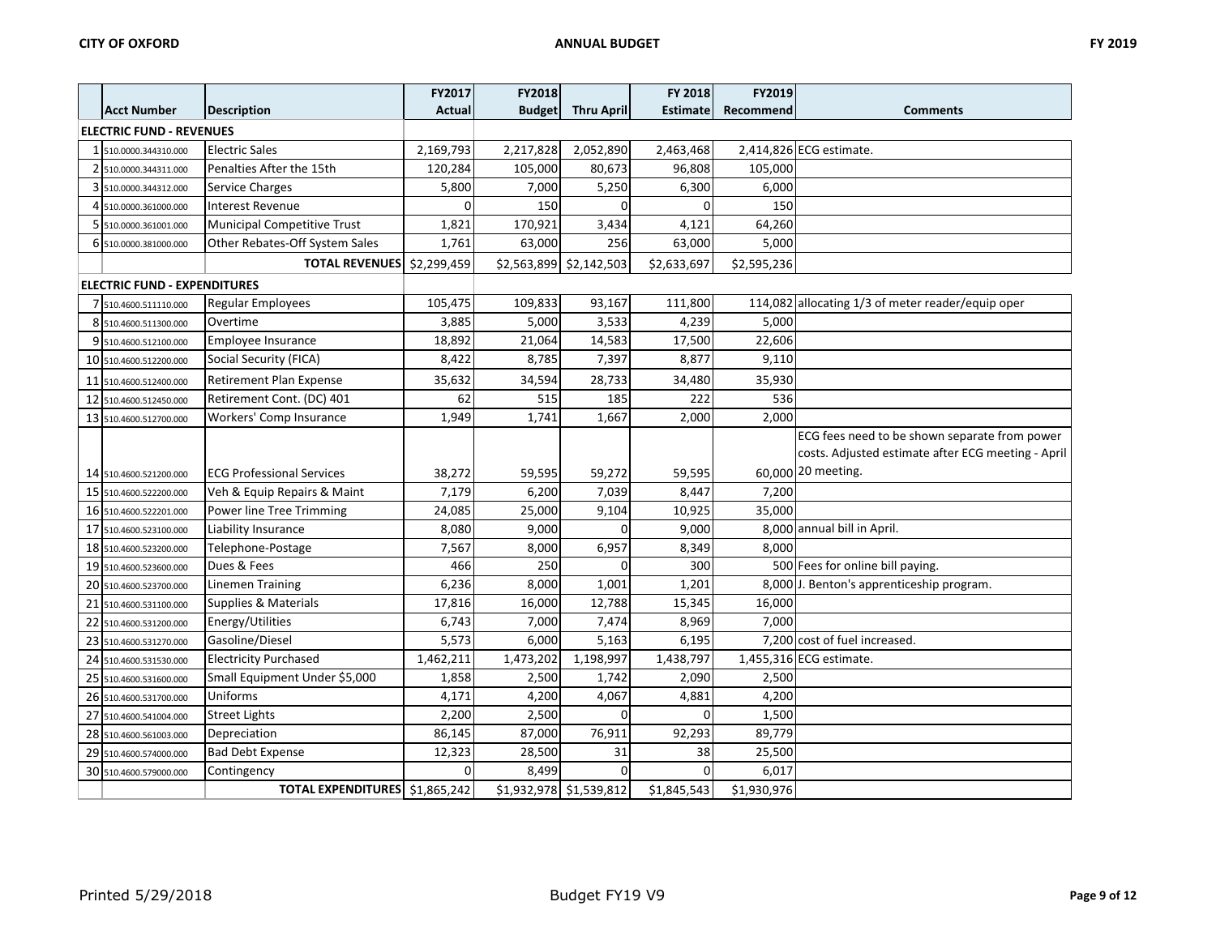| | Acct Number | Description | FY2017 Actual | FY2018 Budget | Thru April | FY 2018 Estimate | FY2019 Recommend | Comments |
|---|---|---|---|---|---|---|---|---|
| **ELECTRIC FUND - REVENUES** | | | | | | | | |
| 1 | 510.0000.344310.000 | Electric Sales | 2,169,793 | 2,217,828 | 2,052,890 | 2,463,468 | 2,414,826 | ECG estimate. |
| 2 | 510.0000.344311.000 | Penalties After the 15th | 120,284 | 105,000 | 80,673 | 96,808 | 105,000 | |
| 3 | 510.0000.344312.000 | Service Charges | 5,800 | 7,000 | 5,250 | 6,300 | 6,000 | |
| 4 | 510.0000.361000.000 | Interest Revenue | 0 | 150 | 0 | 0 | 150 | |
| 5 | 510.0000.361001.000 | Municipal Competitive Trust | 1,821 | 170,921 | 3,434 | 4,121 | 64,260 | |
| 6 | 510.0000.381000.000 | Other Rebates-Off System Sales | 1,761 | 63,000 | 256 | 63,000 | 5,000 | |
| | | **TOTAL REVENUES** | $2,299,459 | $2,563,899 | $2,142,503 | $2,633,697 | $2,595,236 | |
| **ELECTRIC FUND - EXPENDITURES** | | | | | | | | |
| 7 | 510.4600.511110.000 | Regular Employees | 105,475 | 109,833 | 93,167 | 111,800 | 114,082 | allocating 1/3 of meter reader/equip oper |
| 8 | 510.4600.511300.000 | Overtime | 3,885 | 5,000 | 3,533 | 4,239 | 5,000 | |
| 9 | 510.4600.512100.000 | Employee Insurance | 18,892 | 21,064 | 14,583 | 17,500 | 22,606 | |
| 10 | 510.4600.512200.000 | Social Security (FICA) | 8,422 | 8,785 | 7,397 | 8,877 | 9,110 | |
| 11 | 510.4600.512400.000 | Retirement Plan Expense | 35,632 | 34,594 | 28,733 | 34,480 | 35,930 | |
| 12 | 510.4600.512450.000 | Retirement Cont. (DC) 401 | 62 | 515 | 185 | 222 | 536 | |
| 13 | 510.4600.512700.000 | Workers' Comp Insurance | 1,949 | 1,741 | 1,667 | 2,000 | 2,000 | |
| 14 | 510.4600.521200.000 | ECG Professional Services | 38,272 | 59,595 | 59,272 | 59,595 | 60,000 | ECG fees need to be shown separate from power costs. Adjusted estimate after ECG meeting - April 20 meeting. |
| 15 | 510.4600.522200.000 | Veh & Equip Repairs & Maint | 7,179 | 6,200 | 7,039 | 8,447 | 7,200 | |
| 16 | 510.4600.522201.000 | Power line Tree Trimming | 24,085 | 25,000 | 9,104 | 10,925 | 35,000 | |
| 17 | 510.4600.523100.000 | Liability Insurance | 8,080 | 9,000 | 0 | 9,000 | 8,000 | annual bill in April. |
| 18 | 510.4600.523200.000 | Telephone-Postage | 7,567 | 8,000 | 6,957 | 8,349 | 8,000 | |
| 19 | 510.4600.523600.000 | Dues & Fees | 466 | 250 | 0 | 300 | 500 | Fees for online bill paying. |
| 20 | 510.4600.523700.000 | Linemen Training | 6,236 | 8,000 | 1,001 | 1,201 | 8,000 | J. Benton's apprenticeship program. |
| 21 | 510.4600.531100.000 | Supplies & Materials | 17,816 | 16,000 | 12,788 | 15,345 | 16,000 | |
| 22 | 510.4600.531200.000 | Energy/Utilities | 6,743 | 7,000 | 7,474 | 8,969 | 7,000 | |
| 23 | 510.4600.531270.000 | Gasoline/Diesel | 5,573 | 6,000 | 5,163 | 6,195 | 7,200 | cost of fuel increased. |
| 24 | 510.4600.531530.000 | Electricity Purchased | 1,462,211 | 1,473,202 | 1,198,997 | 1,438,797 | 1,455,316 | ECG estimate. |
| 25 | 510.4600.531600.000 | Small Equipment Under $5,000 | 1,858 | 2,500 | 1,742 | 2,090 | 2,500 | |
| 26 | 510.4600.531700.000 | Uniforms | 4,171 | 4,200 | 4,067 | 4,881 | 4,200 | |
| 27 | 510.4600.541004.000 | Street Lights | 2,200 | 2,500 | 0 | 0 | 1,500 | |
| 28 | 510.4600.561003.000 | Depreciation | 86,145 | 87,000 | 76,911 | 92,293 | 89,779 | |
| 29 | 510.4600.574000.000 | Bad Debt Expense | 12,323 | 28,500 | 31 | 38 | 25,500 | |
| 30 | 510.4600.579000.000 | Contingency | 0 | 8,499 | 0 | 0 | 6,017 | |
| | | **TOTAL EXPENDITURES** | $1,865,242 | $1,932,978 | $1,539,812 | $1,845,543 | $1,930,976 | |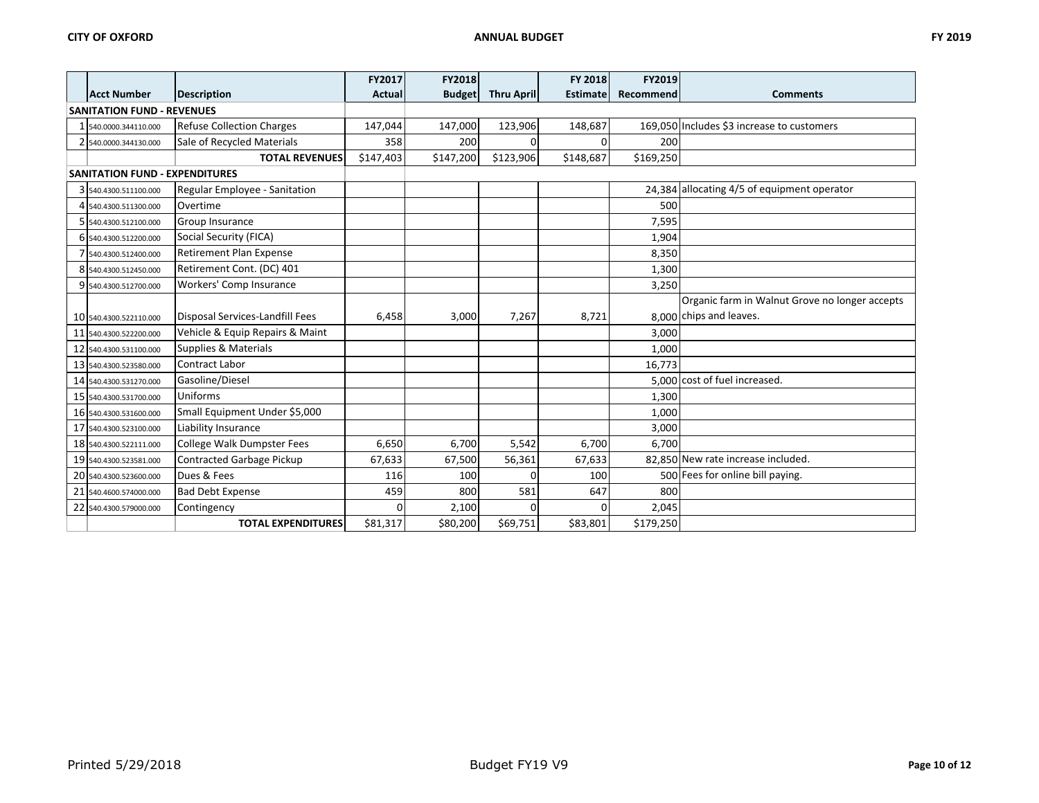| | Acct Number | Description | FY2017 Actual | FY2018 Budget | Thru April | FY 2018 Estimate | FY2019 Recommend | Comments |
|---|---|---|---|---|---|---|---|---|
| **SANITATION FUND - REVENUES** | | | | | | | | |
| 1 | 540.0000.344110.000 | Refuse Collection Charges | 147,044 | 147,000 | 123,906 | 148,687 | 169,050 | Includes $3 increase to customers |
| 2 | 540.0000.344130.000 | Sale of Recycled Materials | 358 | 200 | 0 | 0 | 200 | |
| | | **TOTAL REVENUES** | $147,403 | $147,200 | $123,906 | $148,687 | $169,250 | |
| **SANITATION FUND - EXPENDITURES** | | | | | | | | |
| 3 | 540.4300.511100.000 | Regular Employee - Sanitation | | | | | 24,384 | allocating 4/5 of equipment operator |
| 4 | 540.4300.511300.000 | Overtime | | | | | 500 | |
| 5 | 540.4300.512100.000 | Group Insurance | | | | | 7,595 | |
| 6 | 540.4300.512200.000 | Social Security (FICA) | | | | | 1,904 | |
| 7 | 540.4300.512400.000 | Retirement Plan Expense | | | | | 8,350 | |
| 8 | 540.4300.512450.000 | Retirement Cont. (DC) 401 | | | | | 1,300 | |
| 9 | 540.4300.512700.000 | Workers' Comp Insurance | | | | | 3,250 | |
| 10 | 540.4300.522110.000 | Disposal Services-Landfill Fees | 6,458 | 3,000 | 7,267 | 8,721 | 8,000 | Organic farm in Walnut Grove no longer accepts chips and leaves. |
| 11 | 540.4300.522200.000 | Vehicle & Equip Repairs & Maint | | | | | 3,000 | |
| 12 | 540.4300.531100.000 | Supplies & Materials | | | | | 1,000 | |
| 13 | 540.4300.523580.000 | Contract Labor | | | | | 16,773 | |
| 14 | 540.4300.531270.000 | Gasoline/Diesel | | | | | 5,000 | cost of fuel increased. |
| 15 | 540.4300.531700.000 | Uniforms | | | | | 1,300 | |
| 16 | 540.4300.531600.000 | Small Equipment Under $5,000 | | | | | 1,000 | |
| 17 | 540.4300.523100.000 | Liability Insurance | | | | | 3,000 | |
| 18 | 540.4300.522111.000 | College Walk Dumpster Fees | 6,650 | 6,700 | 5,542 | 6,700 | 6,700 | |
| 19 | 540.4300.523581.000 | Contracted Garbage Pickup | 67,633 | 67,500 | 56,361 | 67,633 | 82,850 | New rate increase included. |
| 20 | 540.4300.523600.000 | Dues & Fees | 116 | 100 | 0 | 100 | 500 | Fees for online bill paying. |
| 21 | 540.4600.574000.000 | Bad Debt Expense | 459 | 800 | 581 | 647 | 800 | |
| 22 | 540.4300.579000.000 | Contingency | 0 | 2,100 | 0 | 0 | 2,045 | |
| | | **TOTAL EXPENDITURES** | $81,317 | $80,200 | $69,751 | $83,801 | $179,250 | |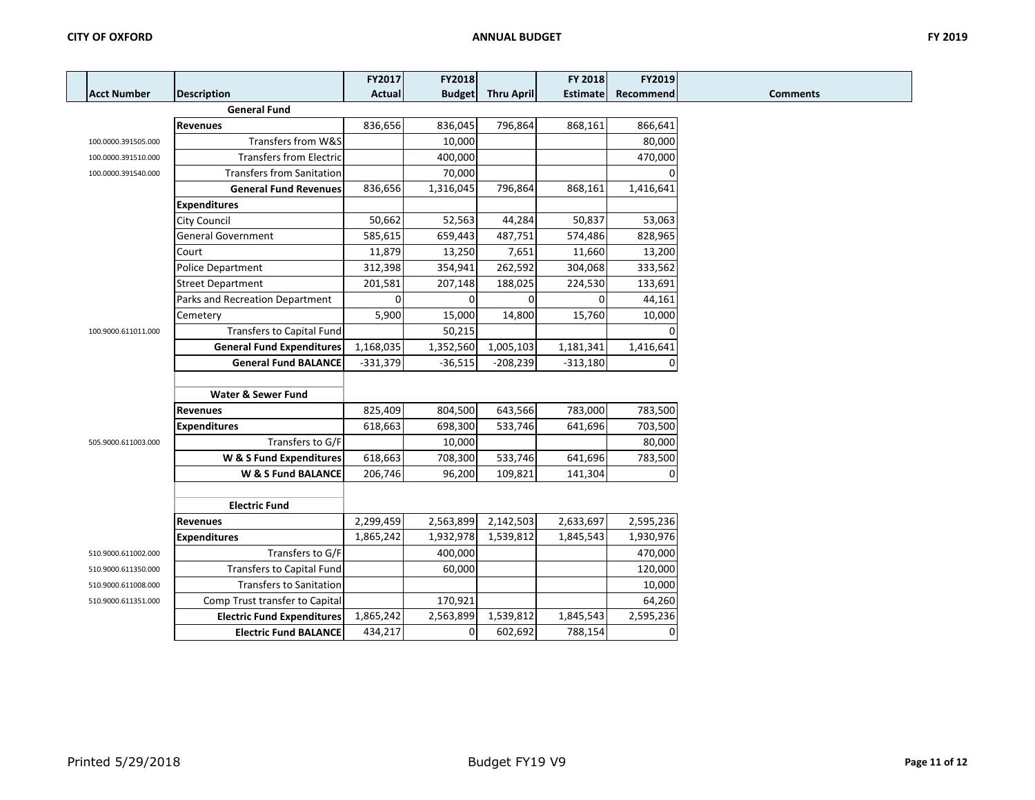| Acct Number | Description | FY2017 Actual | FY2018 Budget | Thru April | FY 2018 Estimate | FY2019 Recommend | Comments |
|---|---|---|---|---|---|---|---|
| | **General Fund** | | | | | | |
| | **Revenues** | 836,656 | 836,045 | 796,864 | 868,161 | 866,641 | |
| 100.0000.391505.000 | Transfers from W&S | | 10,000 | | | 80,000 | |
| 100.0000.391510.000 | Transfers from Electric | | 400,000 | | | 470,000 | |
| 100.0000.391540.000 | Transfers from Sanitation | | 70,000 | | | 0 | |
| | **General Fund Revenues** | 836,656 | 1,316,045 | 796,864 | 868,161 | 1,416,641 | |
| | **Expenditures** | | | | | | |
| | City Council | 50,662 | 52,563 | 44,284 | 50,837 | 53,063 | |
| | General Government | 585,615 | 659,443 | 487,751 | 574,486 | 828,965 | |
| | Court | 11,879 | 13,250 | 7,651 | 11,660 | 13,200 | |
| | Police Department | 312,398 | 354,941 | 262,592 | 304,068 | 333,562 | |
| | Street Department | 201,581 | 207,148 | 188,025 | 224,530 | 133,691 | |
| | Parks and Recreation Department | 0 | 0 | 0 | 0 | 44,161 | |
| | Cemetery | 5,900 | 15,000 | 14,800 | 15,760 | 10,000 | |
| 100.9000.611011.000 | Transfers to Capital Fund | | 50,215 | | | 0 | |
| | **General Fund Expenditures** | 1,168,035 | 1,352,560 | 1,005,103 | 1,181,341 | 1,416,641 | |
| | **General Fund BALANCE** | -331,379 | -36,515 | -208,239 | -313,180 | 0 | |
| | | | | | | | |
| | **Water & Sewer Fund** | | | | | | |
| | **Revenues** | 825,409 | 804,500 | 643,566 | 783,000 | 783,500 | |
| | **Expenditures** | 618,663 | 698,300 | 533,746 | 641,696 | 703,500 | |
| 505.9000.611003.000 | Transfers to G/F | | 10,000 | | | 80,000 | |
| | **W & S Fund Expenditures** | 618,663 | 708,300 | 533,746 | 641,696 | 783,500 | |
| | **W & S Fund BALANCE** | 206,746 | 96,200 | 109,821 | 141,304 | 0 | |
| | | | | | | | |
| | **Electric Fund** | | | | | | |
| | **Revenues** | 2,299,459 | 2,563,899 | 2,142,503 | 2,633,697 | 2,595,236 | |
| | **Expenditures** | 1,865,242 | 1,932,978 | 1,539,812 | 1,845,543 | 1,930,976 | |
| 510.9000.611002.000 | Transfers to G/F | | 400,000 | | | 470,000 | |
| 510.9000.611350.000 | Transfers to Capital Fund | | 60,000 | | | 120,000 | |
| 510.9000.611008.000 | Transfers to Sanitation | | | | | 10,000 | |
| 510.9000.611351.000 | Comp Trust transfer to Capital | | 170,921 | | | 64,260 | |
| | **Electric Fund Expenditures** | 1,865,242 | 2,563,899 | 1,539,812 | 1,845,543 | 2,595,236 | |
| | **Electric Fund BALANCE** | 434,217 | 0 | 602,692 | 788,154 | 0 | |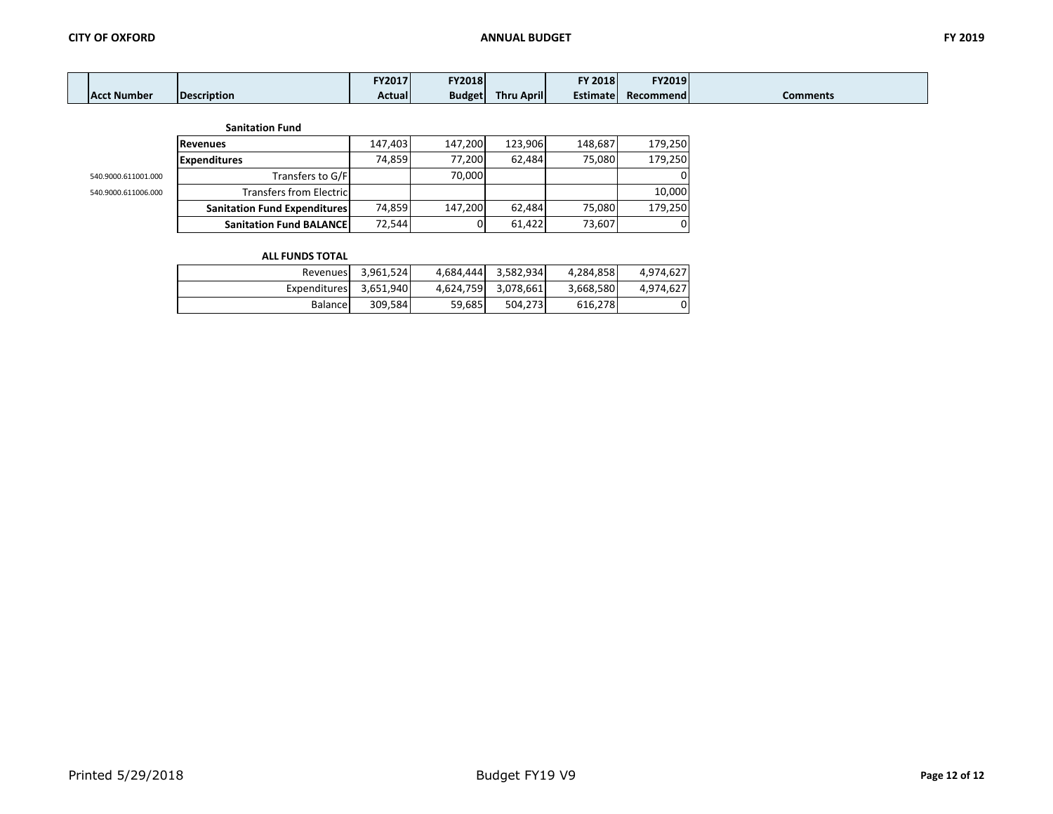| Acct Number | Description | FY2017 Actual | FY2018 Budget | Thru April | FY 2018 Estimate | FY2019 Recommend | Comments |
|---|---|---|---|---|---|---|---|
| | **Sanitation Fund** | | | | | | |
| | **Revenues** | 147,403 | 147,200 | 123,906 | 148,687 | 179,250 | |
| | **Expenditures** | 74,859 | 77,200 | 62,484 | 75,080 | 179,250 | |
| 540.9000.611001.000 | Transfers to G/F | | 70,000 | | | 0 | |
| 540.9000.611006.000 | Transfers from Electric | | | | | 10,000 | |
| | **Sanitation Fund Expenditures** | 74,859 | 147,200 | 62,484 | 75,080 | 179,250 | |
| | **Sanitation Fund BALANCE** | 72,544 | 0 | 61,422 | 73,607 | 0 | |
| | **ALL FUNDS TOTAL** | | | | | | |
| | Revenues | 3,961,524 | 4,684,444 | 3,582,934 | 4,284,858 | 4,974,627 | |
| | Expenditures | 3,651,940 | 4,624,759 | 3,078,661 | 3,668,580 | 4,974,627 | |
| | Balance | 309,584 | 59,685 | 504,273 | 616,278 | 0 | |